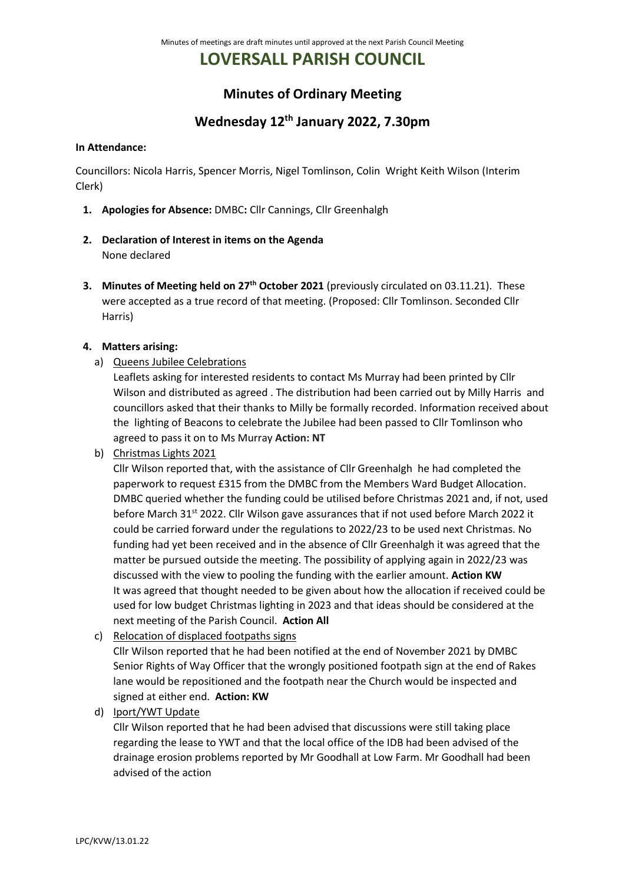Minutes of meetings are draft minutes until approved at the next Parish Council Meeting

# LOVERSALL PARISH COUNCIL

## Minutes of Ordinary Meeting

## Wednesday 12th January 2022, 7.30pm

**In Attendance:**

Councillors: Nicola Harris, Spencer Morris, Nigel Tomlinson, Colin Wright Keith Wilson (Interim Clerk)

1. **Apologies for Absence:** DMBC**:** Cllr Cannings, Cllr Greenhalgh

2. **Declaration of Interest in items on the Agenda**
   None declared

3. **Minutes of Meeting held on 27th October 2021** (previously circulated on 03.11.21). These were accepted as a true record of that meeting. (Proposed: Cllr Tomlinson. Seconded Cllr Harris)

4. **Matters arising:**

   a) Queens Jubilee Celebrations
   Leaflets asking for interested residents to contact Ms Murray had been printed by Cllr Wilson and distributed as agreed . The distribution had been carried out by Milly Harris and councillors asked that their thanks to Milly be formally recorded. Information received about the lighting of Beacons to celebrate the Jubilee had been passed to Cllr Tomlinson who agreed to pass it on to Ms Murray **Action: NT**

   b) Christmas Lights 2021
   Cllr Wilson reported that, with the assistance of Cllr Greenhalgh he had completed the paperwork to request £315 from the DMBC from the Members Ward Budget Allocation. DMBC queried whether the funding could be utilised before Christmas 2021 and, if not, used before March 31st 2022. Cllr Wilson gave assurances that if not used before March 2022 it could be carried forward under the regulations to 2022/23 to be used next Christmas. No funding had yet been received and in the absence of Cllr Greenhalgh it was agreed that the matter be pursued outside the meeting. The possibility of applying again in 2022/23 was discussed with the view to pooling the funding with the earlier amount. **Action KW**
   It was agreed that thought needed to be given about how the allocation if received could be used for low budget Christmas lighting in 2023 and that ideas should be considered at the next meeting of the Parish Council. **Action All**

   c) Relocation of displaced footpaths signs
   Cllr Wilson reported that he had been notified at the end of November 2021 by DMBC Senior Rights of Way Officer that the wrongly positioned footpath sign at the end of Rakes lane would be repositioned and the footpath near the Church would be inspected and signed at either end. **Action: KW**

   d) Iport/YWT Update
   Cllr Wilson reported that he had been advised that discussions were still taking place regarding the lease to YWT and that the local office of the IDB had been advised of the drainage erosion problems reported by Mr Goodhall at Low Farm. Mr Goodhall had been advised of the action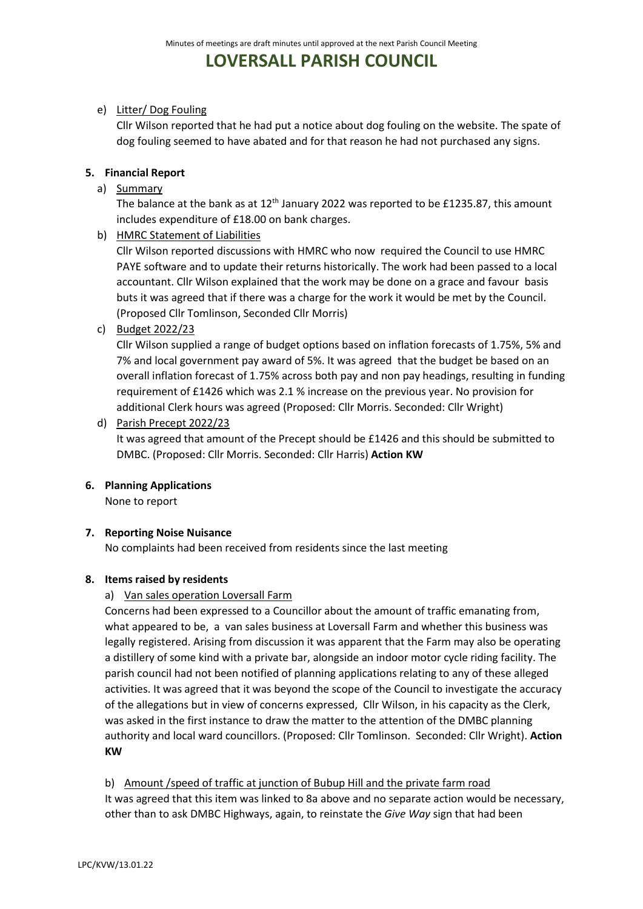e) Litter/ Dog Fouling

Cllr Wilson reported that he had put a notice about dog fouling on the website. The spate of dog fouling seemed to have abated and for that reason he had not purchased any signs.

**5. Financial Report**

a) Summary

The balance at the bank as at 12th January 2022 was reported to be £1235.87, this amount includes expenditure of £18.00 on bank charges.

b) HMRC Statement of Liabilities

Cllr Wilson reported discussions with HMRC who now required the Council to use HMRC PAYE software and to update their returns historically. The work had been passed to a local accountant. Cllr Wilson explained that the work may be done on a grace and favour basis buts it was agreed that if there was a charge for the work it would be met by the Council. (Proposed Cllr Tomlinson, Seconded Cllr Morris)

c) Budget 2022/23

Cllr Wilson supplied a range of budget options based on inflation forecasts of 1.75%, 5% and 7% and local government pay award of 5%. It was agreed that the budget be based on an overall inflation forecast of 1.75% across both pay and non pay headings, resulting in funding requirement of £1426 which was 2.1 % increase on the previous year. No provision for additional Clerk hours was agreed (Proposed: Cllr Morris. Seconded: Cllr Wright)

d) Parish Precept 2022/23

It was agreed that amount of the Precept should be £1426 and this should be submitted to DMBC. (Proposed: Cllr Morris. Seconded: Cllr Harris) **Action KW**

**6. Planning Applications**

None to report

**7. Reporting Noise Nuisance**

No complaints had been received from residents since the last meeting

**8. Items raised by residents**

a) Van sales operation Loversall Farm

Concerns had been expressed to a Councillor about the amount of traffic emanating from, what appeared to be, a van sales business at Loversall Farm and whether this business was legally registered. Arising from discussion it was apparent that the Farm may also be operating a distillery of some kind with a private bar, alongside an indoor motor cycle riding facility. The parish council had not been notified of planning applications relating to any of these alleged activities. It was agreed that it was beyond the scope of the Council to investigate the accuracy of the allegations but in view of concerns expressed, Cllr Wilson, in his capacity as the Clerk, was asked in the first instance to draw the matter to the attention of the DMBC planning authority and local ward councillors. (Proposed: Cllr Tomlinson. Seconded: Cllr Wright). **Action KW**

b) Amount /speed of traffic at junction of Bubup Hill and the private farm road

It was agreed that this item was linked to 8a above and no separate action would be necessary, other than to ask DMBC Highways, again, to reinstate the *Give Way* sign that had been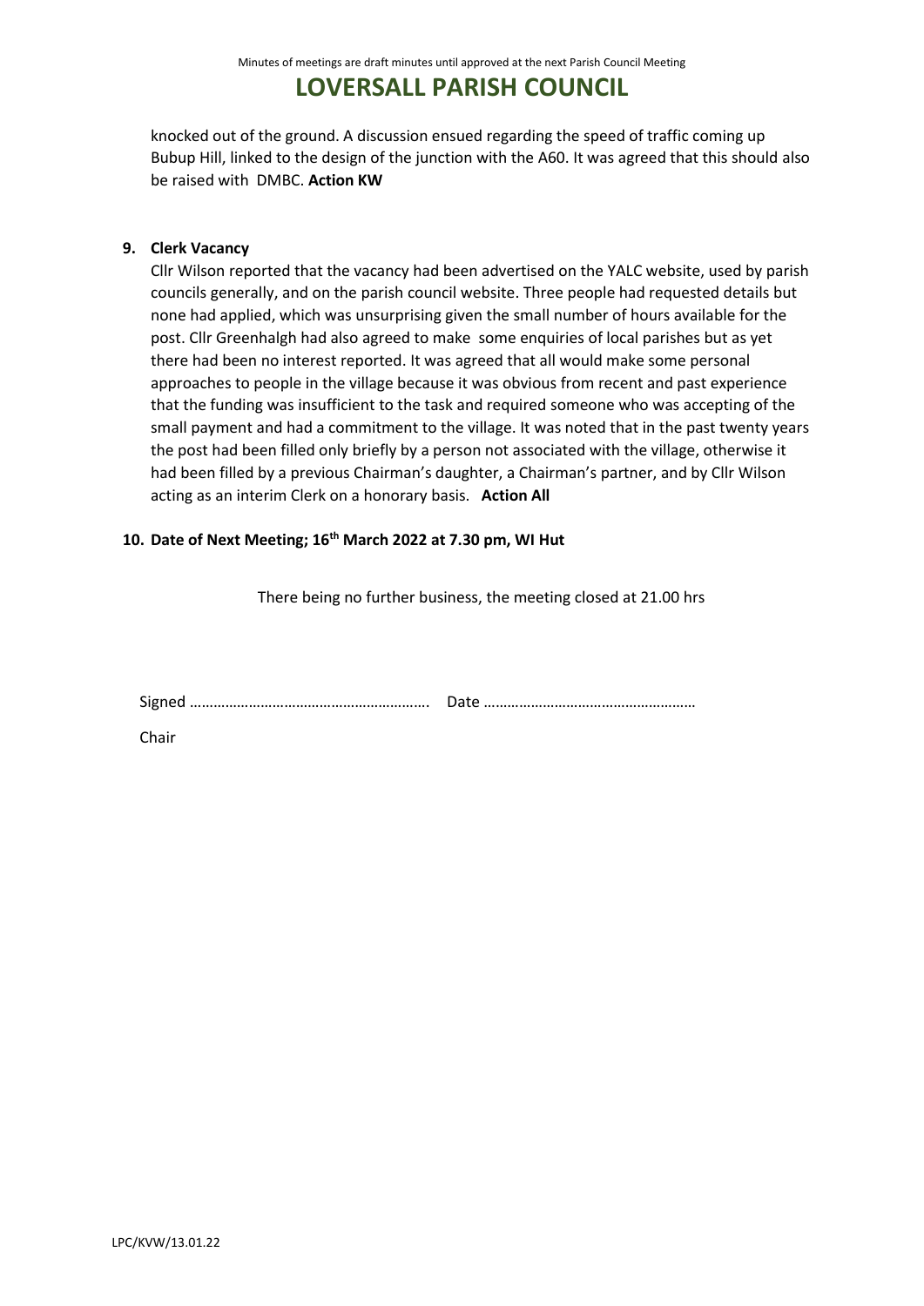knocked out of the ground. A discussion ensued regarding the speed of traffic coming up Bubup Hill, linked to the design of the junction with the A60. It was agreed that this should also be raised with DMBC. **Action KW**

**9. Clerk Vacancy**

Cllr Wilson reported that the vacancy had been advertised on the YALC website, used by parish councils generally, and on the parish council website. Three people had requested details but none had applied, which was unsurprising given the small number of hours available for the post. Cllr Greenhalgh had also agreed to make some enquiries of local parishes but as yet there had been no interest reported. It was agreed that all would make some personal approaches to people in the village because it was obvious from recent and past experience that the funding was insufficient to the task and required someone who was accepting of the small payment and had a commitment to the village. It was noted that in the past twenty years the post had been filled only briefly by a person not associated with the village, otherwise it had been filled by a previous Chairman's daughter, a Chairman's partner, and by Cllr Wilson acting as an interim Clerk on a honorary basis. **Action All**

**10. Date of Next Meeting; 16th March 2022 at 7.30 pm, WI Hut**

There being no further business, the meeting closed at 21.00 hrs

Signed ……………………………………………………. Date ………………………………………………

Chair